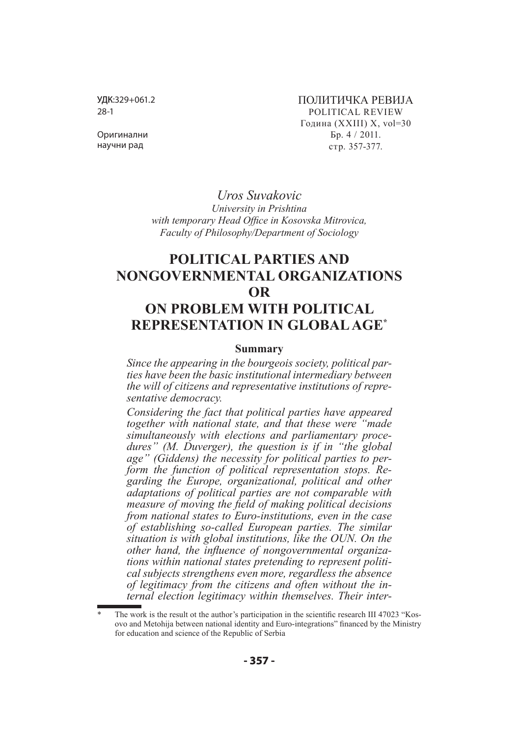УДК:329+061.2
28-1

Оригинални
научни рад

ПОЛИТИЧКА РЕВИЈА
POLITICAL REVIEW
Година (XXIII) X, vol=30
Бр. 4 / 2011.
стр. 357-377.

*Uros Suvakovic*
*University in Prishtina*
*with temporary Head Office in Kosovska Mitrovica,*
*Faculty of Philosophy/Department of Sociology*

# POLITICAL PARTIES AND NONGOVERNMENTAL ORGANIZATIONS OR ON PROBLEM WITH POLITICAL REPRESENTATION IN GLOBAL AGE*

## Summary

*Since the appearing in the bourgeois society, political parties have been the basic institutional intermediary between the will of citizens and representative institutions of representative democracy.*

*Considering the fact that political parties have appeared together with national state, and that these were "made simultaneously with elections and parliamentary procedures" (M. Duverger), the question is if in "the global age" (Giddens) the necessity for political parties to perform the function of political representation stops. Regarding the Europe, organizational, political and other adaptations of political parties are not comparable with measure of moving the field of making political decisions from national states to Euro-institutions, even in the case of establishing so-called European parties. The similar situation is with global institutions, like the OUN. On the other hand, the influence of nongovernmental organizations within national states pretending to represent political subjects strengthens even more, regardless the absence of legitimacy from the citizens and often without the internal election legitimacy within themselves. Their inter-*

---

\* The work is the result ot the author's participation in the scientific research III 47023 "Kosovo and Metohija between national identity and Euro-integrations" financed by the Ministry for education and science of the Republic of Serbia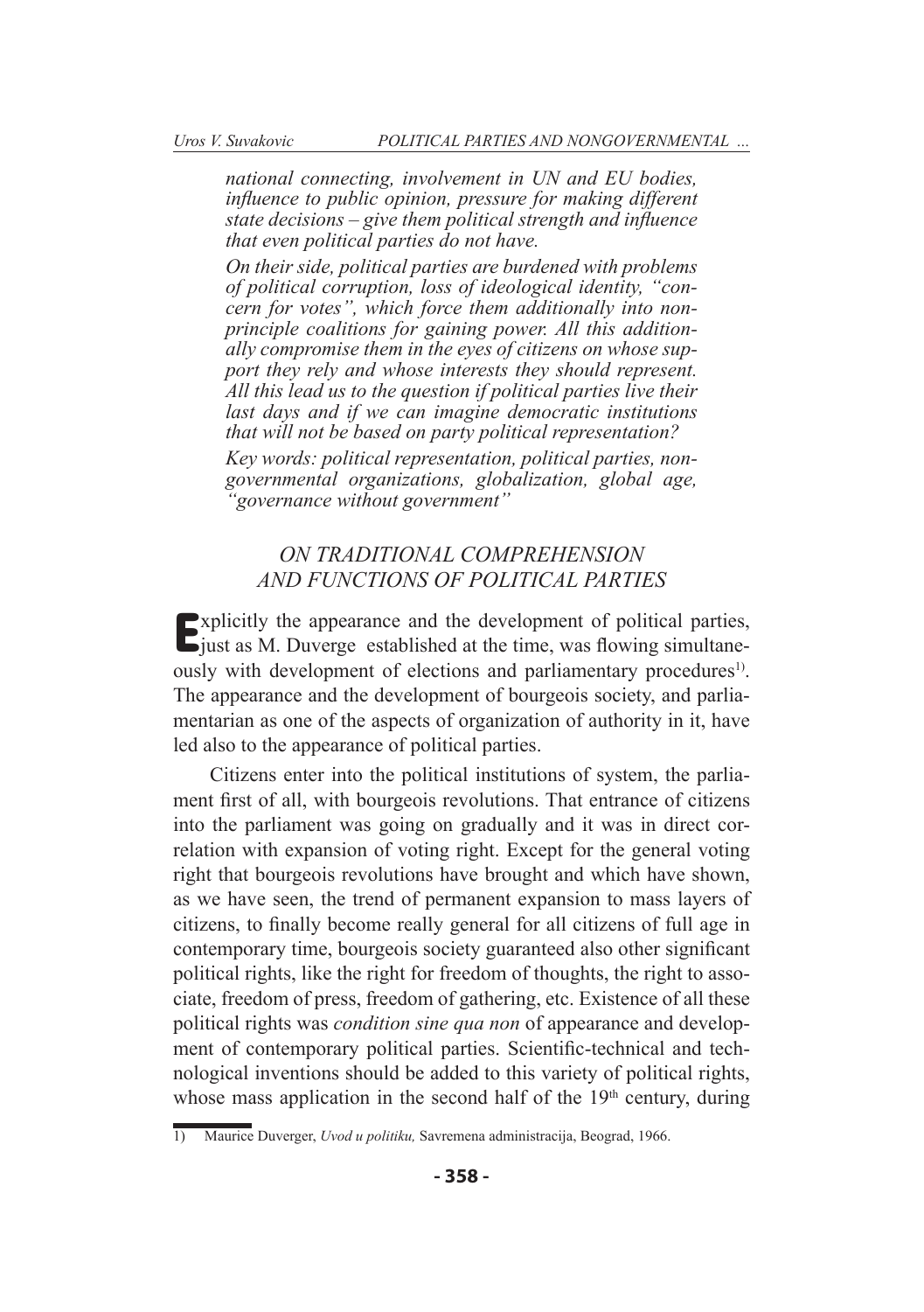*national connecting, involvement in UN and EU bodies, influence to public opinion, pressure for making different state decisions – give them political strength and influence that even political parties do not have.*

*On their side, political parties are burdened with problems of political corruption, loss of ideological identity, "concern for votes", which force them additionally into nonprinciple coalitions for gaining power. All this additionally compromise them in the eyes of citizens on whose support they rely and whose interests they should represent. All this lead us to the question if political parties live their last days and if we can imagine democratic institutions that will not be based on party political representation?*

*Key words: political representation, political parties, nongovernmental organizations, globalization, global age, "governance without government"*

## *ON TRADITIONAL COMPREHENSION AND FUNCTIONS OF POLITICAL PARTIES*

Explicitly the appearance and the development of political parties, just as M. Duverge established at the time, was flowing simultaneously with development of elections and parliamentary procedures[1]. The appearance and the development of bourgeois society, and parliamentarian as one of the aspects of organization of authority in it, have led also to the appearance of political parties.

Citizens enter into the political institutions of system, the parliament first of all, with bourgeois revolutions. That entrance of citizens into the parliament was going on gradually and it was in direct correlation with expansion of voting right. Except for the general voting right that bourgeois revolutions have brought and which have shown, as we have seen, the trend of permanent expansion to mass layers of citizens, to finally become really general for all citizens of full age in contemporary time, bourgeois society guaranteed also other significant political rights, like the right for freedom of thoughts, the right to associate, freedom of press, freedom of gathering, etc. Existence of all these political rights was *condition sine qua non* of appearance and development of contemporary political parties. Scientific-technical and technological inventions should be added to this variety of political rights, whose mass application in the second half of the 19th century, during

1) Maurice Duverger, *Uvod u politiku,* Savremena administracija, Beograd, 1966.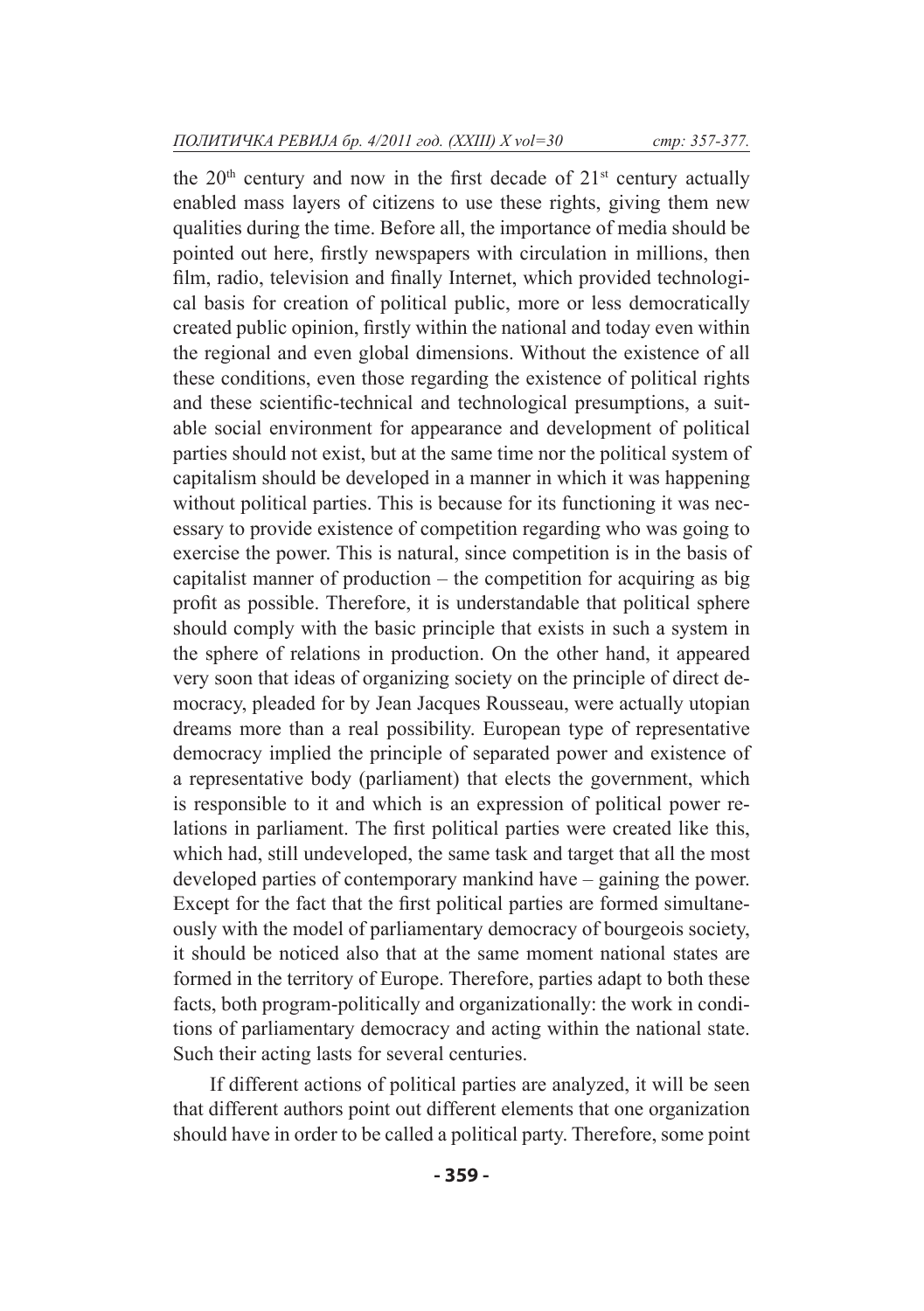the $20^{th}$ century and now in the first decade of $21^{st}$ century actually enabled mass layers of citizens to use these rights, giving them new qualities during the time. Before all, the importance of media should be pointed out here, firstly newspapers with circulation in millions, then film, radio, television and finally Internet, which provided technological basis for creation of political public, more or less democratically created public opinion, firstly within the national and today even within the regional and even global dimensions. Without the existence of all these conditions, even those regarding the existence of political rights and these scientific-technical and technological presumptions, a suitable social environment for appearance and development of political parties should not exist, but at the same time nor the political system of capitalism should be developed in a manner in which it was happening without political parties. This is because for its functioning it was necessary to provide existence of competition regarding who was going to exercise the power. This is natural, since competition is in the basis of capitalist manner of production – the competition for acquiring as big profit as possible. Therefore, it is understandable that political sphere should comply with the basic principle that exists in such a system in the sphere of relations in production. On the other hand, it appeared very soon that ideas of organizing society on the principle of direct democracy, pleaded for by Jean Jacques Rousseau, were actually utopian dreams more than a real possibility. European type of representative democracy implied the principle of separated power and existence of a representative body (parliament) that elects the government, which is responsible to it and which is an expression of political power relations in parliament. The first political parties were created like this, which had, still undeveloped, the same task and target that all the most developed parties of contemporary mankind have – gaining the power. Except for the fact that the first political parties are formed simultaneously with the model of parliamentary democracy of bourgeois society, it should be noticed also that at the same moment national states are formed in the territory of Europe. Therefore, parties adapt to both these facts, both program-politically and organizationally: the work in conditions of parliamentary democracy and acting within the national state. Such their acting lasts for several centuries.

If different actions of political parties are analyzed, it will be seen that different authors point out different elements that one organization should have in order to be called a political party. Therefore, some point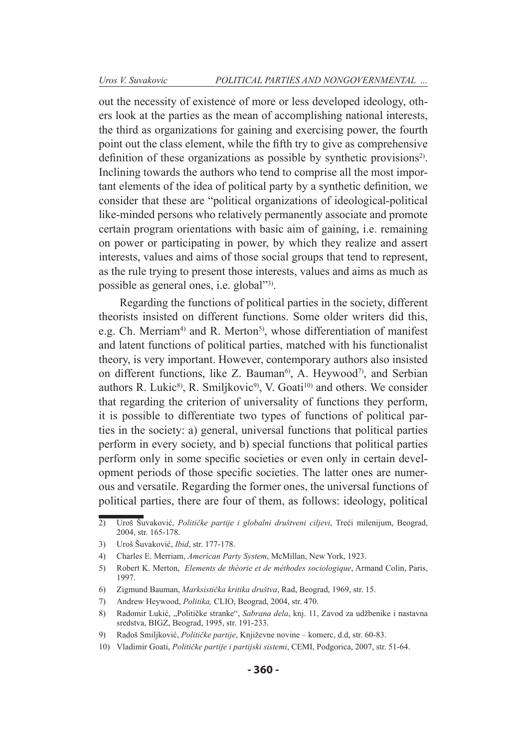out the necessity of existence of more or less developed ideology, others look at the parties as the mean of accomplishing national interests, the third as organizations for gaining and exercising power, the fourth point out the class element, while the fifth try to give as comprehensive definition of these organizations as possible by synthetic provisions[2]. Inclining towards the authors who tend to comprise all the most important elements of the idea of political party by a synthetic definition, we consider that these are "political organizations of ideological-political like-minded persons who relatively permanently associate and promote certain program orientations with basic aim of gaining, i.e. remaining on power or participating in power, by which they realize and assert interests, values and aims of those social groups that tend to represent, as the rule trying to present those interests, values and aims as much as possible as general ones, i.e. global"[3].

Regarding the functions of political parties in the society, different theorists insisted on different functions. Some older writers did this, e.g. Ch. Merriam[4] and R. Merton[5], whose differentiation of manifest and latent functions of political parties, matched with his functionalist theory, is very important. However, contemporary authors also insisted on different functions, like Z. Bauman[6], A. Heywood[7], and Serbian authors R. Lukic[8], R. Smiljkovic[9], V. Goati[10] and others. We consider that regarding the criterion of universality of functions they perform, it is possible to differentiate two types of functions of political parties in the society: a) general, universal functions that political parties perform in every society, and b) special functions that political parties perform only in some specific societies or even only in certain development periods of those specific societies. The latter ones are numerous and versatile. Regarding the former ones, the universal functions of political parties, there are four of them, as follows: ideology, political

---

2) Uroš Šuvaković, *Političke partije i globalni društveni ciljevi*, Treći milenijum, Beograd, 2004, str. 165-178.

3) Uroš Šuvaković, *Ibid*, str. 177-178.

4) Charles E. Merriam, *American Party System*, McMillan, New York, 1923.

5) Robert K. Merton, *Elements de théorie et de méthodes sociologique*, Armand Colin, Paris, 1997.

6) Zigmund Bauman, *Marksistička kritika društva*, Rad, Beograd, 1969, str. 15.

7) Andrew Heywood, *Politika,* CLIO, Beograd, 2004, str. 470.

8) Radomir Lukić, „Političke stranke", *Sabrana dela*, knj. 11, Zavod za udžbenike i nastavna sredstva, BIGZ, Beograd, 1995, str. 191-233.

9) Radoš Smiljković, *Političke partije*, Književne novine – komerc, d.d, str. 60-83.

10) Vladimir Goati, *Političke partije i partijski sistemi*, CEMI, Podgorica, 2007, str. 51-64.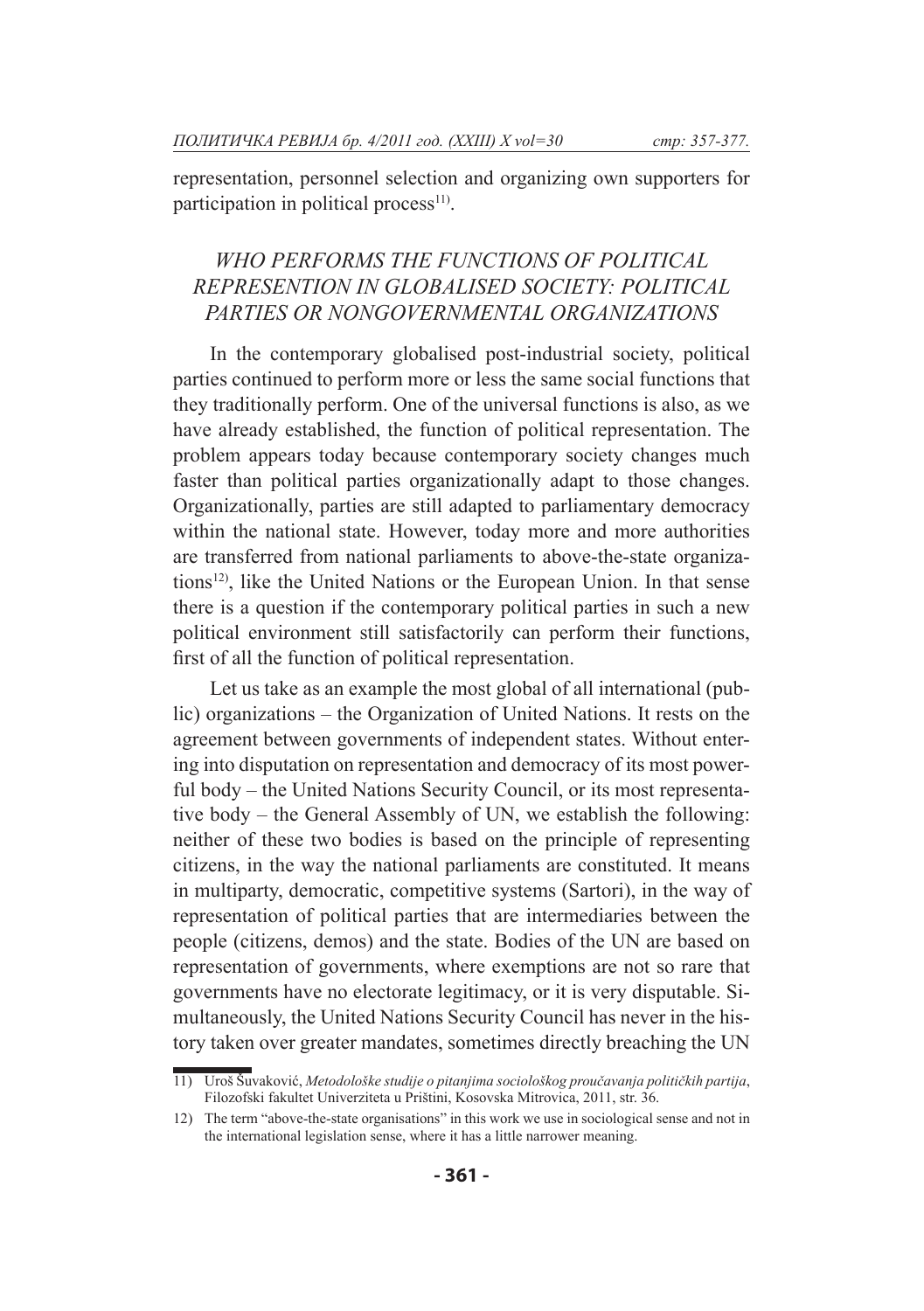representation, personnel selection and organizing own supporters for participation in political process[11].

## *WHO PERFORMS THE FUNCTIONS OF POLITICAL REPRESENTION IN GLOBALISED SOCIETY: POLITICAL PARTIES OR NONGOVERNMENTAL ORGANIZATIONS*

In the contemporary globalised post-industrial society, political parties continued to perform more or less the same social functions that they traditionally perform. One of the universal functions is also, as we have already established, the function of political representation. The problem appears today because contemporary society changes much faster than political parties organizationally adapt to those changes. Organizationally, parties are still adapted to parliamentary democracy within the national state. However, today more and more authorities are transferred from national parliaments to above-the-state organizations[12], like the United Nations or the European Union. In that sense there is a question if the contemporary political parties in such a new political environment still satisfactorily can perform their functions, first of all the function of political representation.

Let us take as an example the most global of all international (public) organizations – the Organization of United Nations. It rests on the agreement between governments of independent states. Without entering into disputation on representation and democracy of its most powerful body – the United Nations Security Council, or its most representative body – the General Assembly of UN, we establish the following: neither of these two bodies is based on the principle of representing citizens, in the way the national parliaments are constituted. It means in multiparty, democratic, competitive systems (Sartori), in the way of representation of political parties that are intermediaries between the people (citizens, demos) and the state. Bodies of the UN are based on representation of governments, where exemptions are not so rare that governments have no electorate legitimacy, or it is very disputable. Simultaneously, the United Nations Security Council has never in the history taken over greater mandates, sometimes directly breaching the UN

---

11) Uroš Šuvaković, *Metodološke studije o pitanjima sociološkog proučavanja političkih partija*, Filozofski fakultet Univerziteta u Prištini, Kosovska Mitrovica, 2011, str. 36.

12) The term "above-the-state organisations" in this work we use in sociological sense and not in the international legislation sense, where it has a little narrower meaning.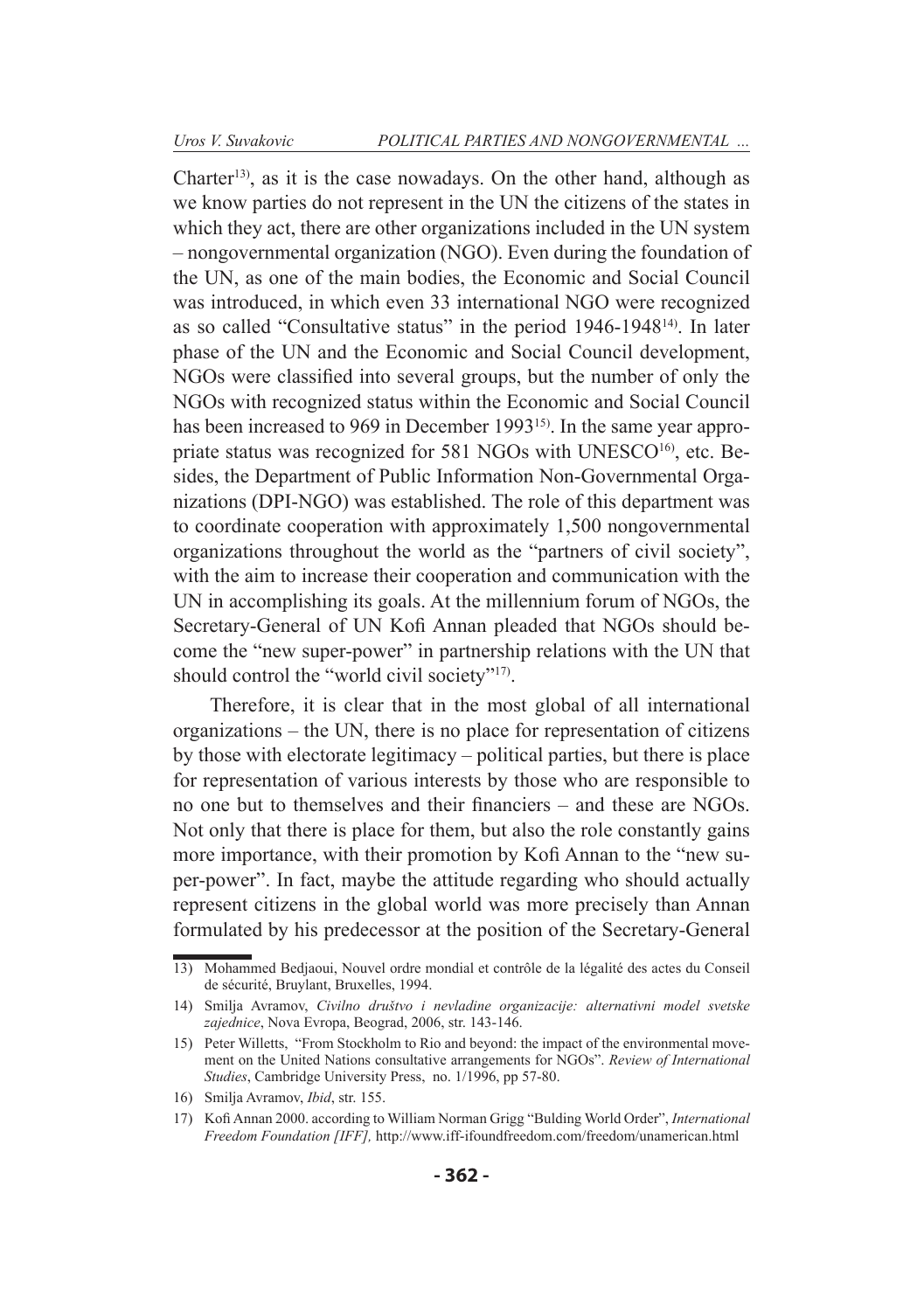Charter[13], as it is the case nowadays. On the other hand, although as we know parties do not represent in the UN the citizens of the states in which they act, there are other organizations included in the UN system – nongovernmental organization (NGO). Even during the foundation of the UN, as one of the main bodies, the Economic and Social Council was introduced, in which even 33 international NGO were recognized as so called "Consultative status" in the period 1946-1948[14]. In later phase of the UN and the Economic and Social Council development, NGOs were classified into several groups, but the number of only the NGOs with recognized status within the Economic and Social Council has been increased to 969 in December 1993[15]. In the same year appropriate status was recognized for 581 NGOs with UNESCO[16], etc. Besides, the Department of Public Information Non-Governmental Organizations (DPI-NGO) was established. The role of this department was to coordinate cooperation with approximately 1,500 nongovernmental organizations throughout the world as the "partners of civil society", with the aim to increase their cooperation and communication with the UN in accomplishing its goals. At the millennium forum of NGOs, the Secretary-General of UN Kofi Annan pleaded that NGOs should become the "new super-power" in partnership relations with the UN that should control the "world civil society"[17].

Therefore, it is clear that in the most global of all international organizations – the UN, there is no place for representation of citizens by those with electorate legitimacy – political parties, but there is place for representation of various interests by those who are responsible to no one but to themselves and their financiers – and these are NGOs. Not only that there is place for them, but also the role constantly gains more importance, with their promotion by Kofi Annan to the "new super-power". In fact, maybe the attitude regarding who should actually represent citizens in the global world was more precisely than Annan formulated by his predecessor at the position of the Secretary-General

---

13) Mohammed Bedjaoui, Nouvel ordre mondial et contrôle de la légalité des actes du Conseil de sécurité, Bruylant, Bruxelles, 1994.

14) Smilja Avramov, *Civilno društvo i nevladine organizacije: alternativni model svetske zajednice*, Nova Evropa, Beograd, 2006, str. 143-146.

15) Peter Willetts, "From Stockholm to Rio and beyond: the impact of the environmental movement on the United Nations consultative arrangements for NGOs". *Review of International Studies*, Cambridge University Press, no. 1/1996, pp 57-80.

16) Smilja Avramov, *Ibid*, str. 155.

17) Kofi Annan 2000. according to William Norman Grigg "Bulding World Order", *International Freedom Foundation [IFF],* http://www.iff-ifoundfreedom.com/freedom/unamerican.html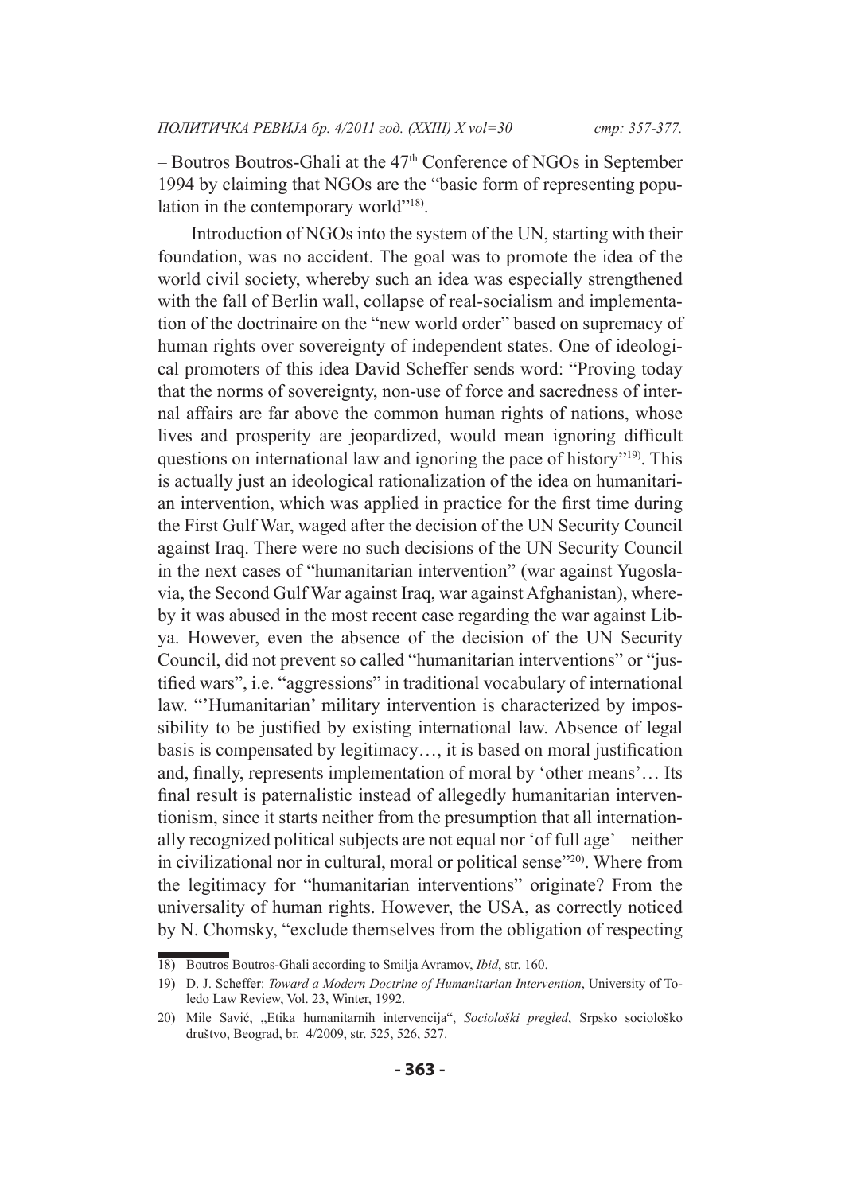– Boutros Boutros-Ghali at the 47th Conference of NGOs in September 1994 by claiming that NGOs are the "basic form of representing population in the contemporary world"[18].

Introduction of NGOs into the system of the UN, starting with their foundation, was no accident. The goal was to promote the idea of the world civil society, whereby such an idea was especially strengthened with the fall of Berlin wall, collapse of real-socialism and implementation of the doctrinaire on the "new world order" based on supremacy of human rights over sovereignty of independent states. One of ideological promoters of this idea David Scheffer sends word: "Proving today that the norms of sovereignty, non-use of force and sacredness of internal affairs are far above the common human rights of nations, whose lives and prosperity are jeopardized, would mean ignoring difficult questions on international law and ignoring the pace of history"[19]. This is actually just an ideological rationalization of the idea on humanitarian intervention, which was applied in practice for the first time during the First Gulf War, waged after the decision of the UN Security Council against Iraq. There were no such decisions of the UN Security Council in the next cases of "humanitarian intervention" (war against Yugoslavia, the Second Gulf War against Iraq, war against Afghanistan), whereby it was abused in the most recent case regarding the war against Libya. However, even the absence of the decision of the UN Security Council, did not prevent so called "humanitarian interventions" or "justified wars", i.e. "aggressions" in traditional vocabulary of international law. "'Humanitarian' military intervention is characterized by impossibility to be justified by existing international law. Absence of legal basis is compensated by legitimacy…, it is based on moral justification and, finally, represents implementation of moral by 'other means'… Its final result is paternalistic instead of allegedly humanitarian interventionism, since it starts neither from the presumption that all internationally recognized political subjects are not equal nor 'of full age' – neither in civilizational nor in cultural, moral or political sense"[20]. Where from the legitimacy for "humanitarian interventions" originate? From the universality of human rights. However, the USA, as correctly noticed by N. Chomsky, "exclude themselves from the obligation of respecting

---

18) Boutros Boutros-Ghali according to Smilja Avramov, *Ibid*, str. 160.

19) D. J. Scheffer: *Toward a Modern Doctrine of Humanitarian Intervention*, University of Toledo Law Review, Vol. 23, Winter, 1992.

20) Mile Savić, „Etika humanitarnih intervencija", *Sociološki pregled*, Srpsko sociološko društvo, Beograd, br. 4/2009, str. 525, 526, 527.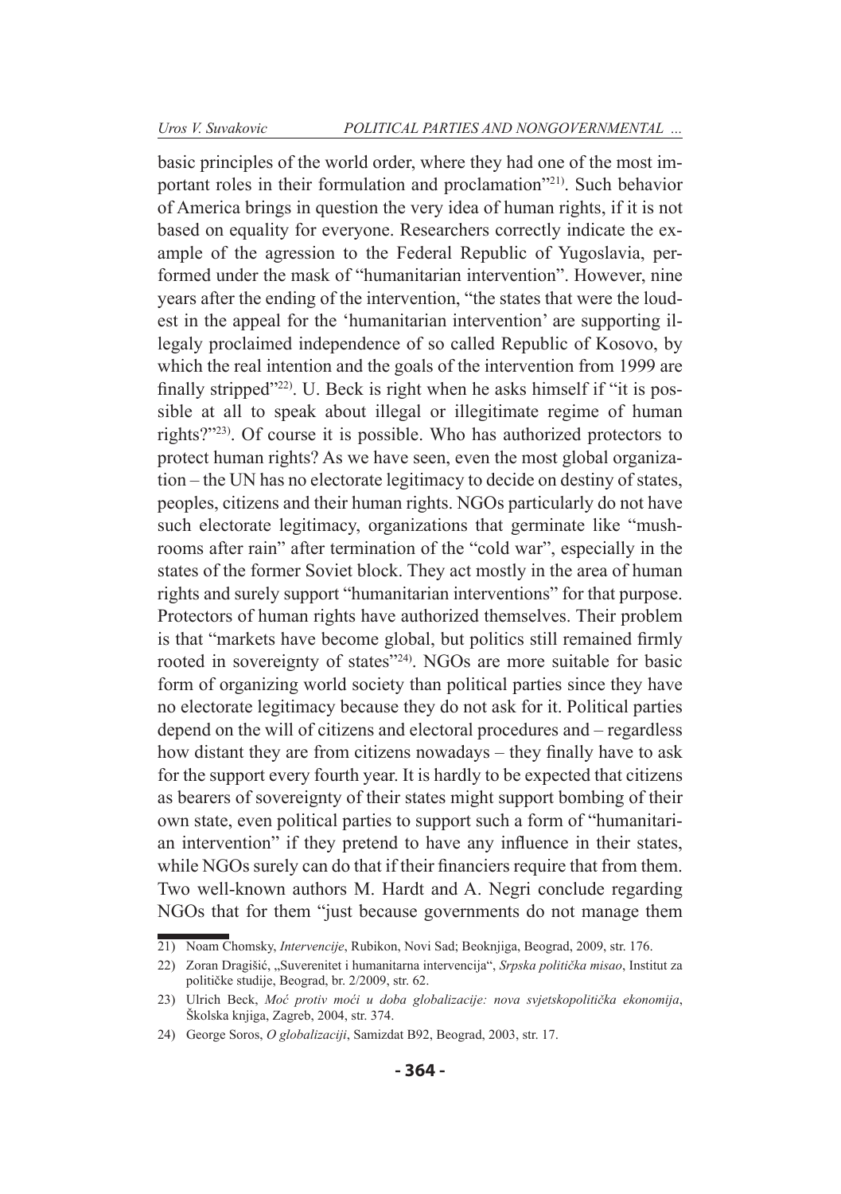basic principles of the world order, where they had one of the most important roles in their formulation and proclamation"[21]. Such behavior of America brings in question the very idea of human rights, if it is not based on equality for everyone. Researchers correctly indicate the example of the agression to the Federal Republic of Yugoslavia, performed under the mask of "humanitarian intervention". However, nine years after the ending of the intervention, "the states that were the loudest in the appeal for the 'humanitarian intervention' are supporting illegaly proclaimed independence of so called Republic of Kosovo, by which the real intention and the goals of the intervention from 1999 are finally stripped"[22]. U. Beck is right when he asks himself if "it is possible at all to speak about illegal or illegitimate regime of human rights?"[23]. Of course it is possible. Who has authorized protectors to protect human rights? As we have seen, even the most global organization – the UN has no electorate legitimacy to decide on destiny of states, peoples, citizens and their human rights. NGOs particularly do not have such electorate legitimacy, organizations that germinate like "mushrooms after rain" after termination of the "cold war", especially in the states of the former Soviet block. They act mostly in the area of human rights and surely support "humanitarian interventions" for that purpose. Protectors of human rights have authorized themselves. Their problem is that "markets have become global, but politics still remained firmly rooted in sovereignty of states"[24]. NGOs are more suitable for basic form of organizing world society than political parties since they have no electorate legitimacy because they do not ask for it. Political parties depend on the will of citizens and electoral procedures and – regardless how distant they are from citizens nowadays – they finally have to ask for the support every fourth year. It is hardly to be expected that citizens as bearers of sovereignty of their states might support bombing of their own state, even political parties to support such a form of "humanitarian intervention" if they pretend to have any influence in their states, while NGOs surely can do that if their financiers require that from them. Two well-known authors M. Hardt and A. Negri conclude regarding NGOs that for them "just because governments do not manage them

---

21) Noam Chomsky, *Intervencije*, Rubikon, Novi Sad; Beoknjiga, Beograd, 2009, str. 176.

22) Zoran Dragišić, „Suverenitet i humanitarna intervencija", *Srpska politička misao*, Institut za političke studije, Beograd, br. 2/2009, str. 62.

23) Ulrich Beck, *Moć protiv moći u doba globalizacije: nova svjetskopolitička ekonomija*, Školska knjiga, Zagreb, 2004, str. 374.

24) George Soros, *O globalizaciji*, Samizdat B92, Beograd, 2003, str. 17.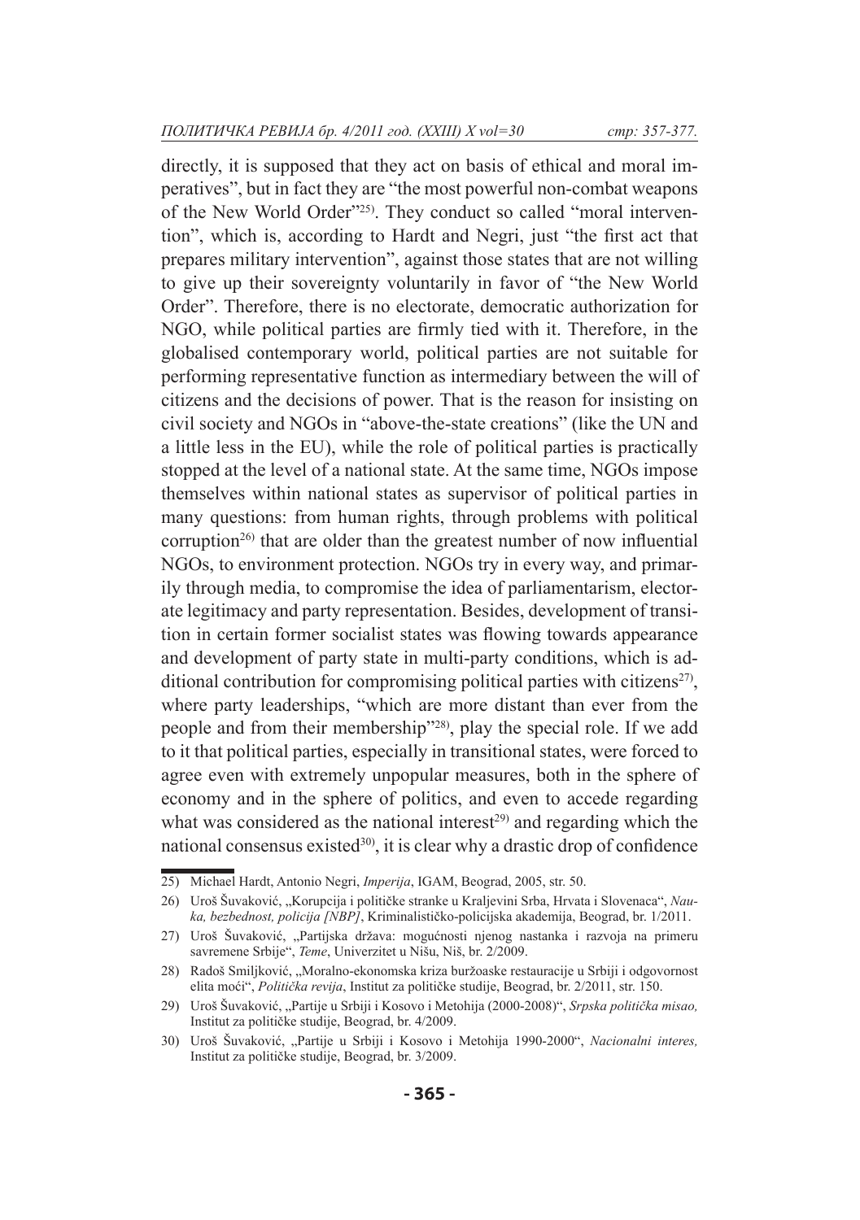directly, it is supposed that they act on basis of ethical and moral imperatives", but in fact they are "the most powerful non-combat weapons of the New World Order"[25]. They conduct so called "moral intervention", which is, according to Hardt and Negri, just "the first act that prepares military intervention", against those states that are not willing to give up their sovereignty voluntarily in favor of "the New World Order". Therefore, there is no electorate, democratic authorization for NGO, while political parties are firmly tied with it. Therefore, in the globalised contemporary world, political parties are not suitable for performing representative function as intermediary between the will of citizens and the decisions of power. That is the reason for insisting on civil society and NGOs in "above-the-state creations" (like the UN and a little less in the EU), while the role of political parties is practically stopped at the level of a national state. At the same time, NGOs impose themselves within national states as supervisor of political parties in many questions: from human rights, through problems with political corruption[26] that are older than the greatest number of now influential NGOs, to environment protection. NGOs try in every way, and primarily through media, to compromise the idea of parliamentarism, electorate legitimacy and party representation. Besides, development of transition in certain former socialist states was flowing towards appearance and development of party state in multi-party conditions, which is additional contribution for compromising political parties with citizens[27], where party leaderships, "which are more distant than ever from the people and from their membership"[28], play the special role. If we add to it that political parties, especially in transitional states, were forced to agree even with extremely unpopular measures, both in the sphere of economy and in the sphere of politics, and even to accede regarding what was considered as the national interest[29] and regarding which the national consensus existed[30], it is clear why a drastic drop of confidence

---

25) Michael Hardt, Antonio Negri, *Imperija*, IGAM, Beograd, 2005, str. 50.

26) Uroš Šuvaković, „Korupcija i političke stranke u Kraljevini Srba, Hrvata i Slovenaca", *Nauka, bezbednost, policija [NBP]*, Kriminalističko-policijska akademija, Beograd, br. 1/2011.

27) Uroš Šuvaković, „Partijska država: mogućnosti njenog nastanka i razvoja na primeru savremene Srbije", *Teme*, Univerzitet u Nišu, Niš, br. 2/2009.

28) Radoš Smiljković, „Moralno-ekonomska kriza buržoaske restauracije u Srbiji i odgovornost elita moći", *Politička revija*, Institut za političke studije, Beograd, br. 2/2011, str. 150.

29) Uroš Šuvaković, „Partije u Srbiji i Kosovo i Metohija (2000-2008)", *Srpska politička misao,* Institut za političke studije, Beograd, br. 4/2009.

30) Uroš Šuvaković, „Partije u Srbiji i Kosovo i Metohija 1990-2000", *Nacionalni interes,* Institut za političke studije, Beograd, br. 3/2009.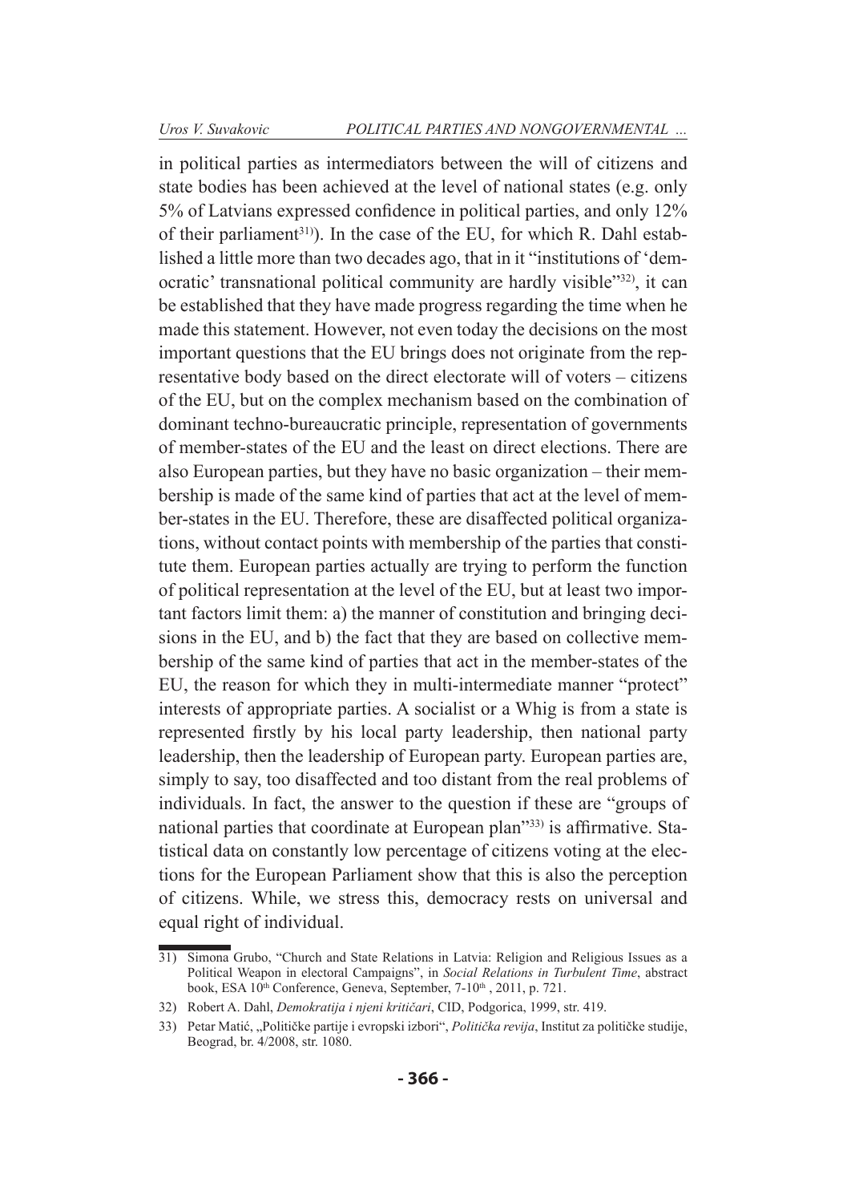in political parties as intermediators between the will of citizens and state bodies has been achieved at the level of national states (e.g. only 5% of Latvians expressed confidence in political parties, and only 12% of their parliament[31]). In the case of the EU, for which R. Dahl established a little more than two decades ago, that in it "institutions of 'democratic' transnational political community are hardly visible"[32], it can be established that they have made progress regarding the time when he made this statement. However, not even today the decisions on the most important questions that the EU brings does not originate from the representative body based on the direct electorate will of voters – citizens of the EU, but on the complex mechanism based on the combination of dominant techno-bureaucratic principle, representation of governments of member-states of the EU and the least on direct elections. There are also European parties, but they have no basic organization – their membership is made of the same kind of parties that act at the level of member-states in the EU. Therefore, these are disaffected political organizations, without contact points with membership of the parties that constitute them. European parties actually are trying to perform the function of political representation at the level of the EU, but at least two important factors limit them: a) the manner of constitution and bringing decisions in the EU, and b) the fact that they are based on collective membership of the same kind of parties that act in the member-states of the EU, the reason for which they in multi-intermediate manner "protect" interests of appropriate parties. A socialist or a Whig is from a state is represented firstly by his local party leadership, then national party leadership, then the leadership of European party. European parties are, simply to say, too disaffected and too distant from the real problems of individuals. In fact, the answer to the question if these are "groups of national parties that coordinate at European plan"[33] is affirmative. Statistical data on constantly low percentage of citizens voting at the elections for the European Parliament show that this is also the perception of citizens. While, we stress this, democracy rests on universal and equal right of individual.

---

31) Simona Grubo, "Church and State Relations in Latvia: Religion and Religious Issues as a Political Weapon in electoral Campaigns", in *Social Relations in Turbulent Time*, abstract book, ESA 10th Conference, Geneva, September, 7-10th , 2011, p. 721.

32) Robert A. Dahl, *Demokratija i njeni kritičari*, CID, Podgorica, 1999, str. 419.

33) Petar Matić, „Političke partije i evropski izbori", *Politička revija*, Institut za političke studije, Beograd, br. 4/2008, str. 1080.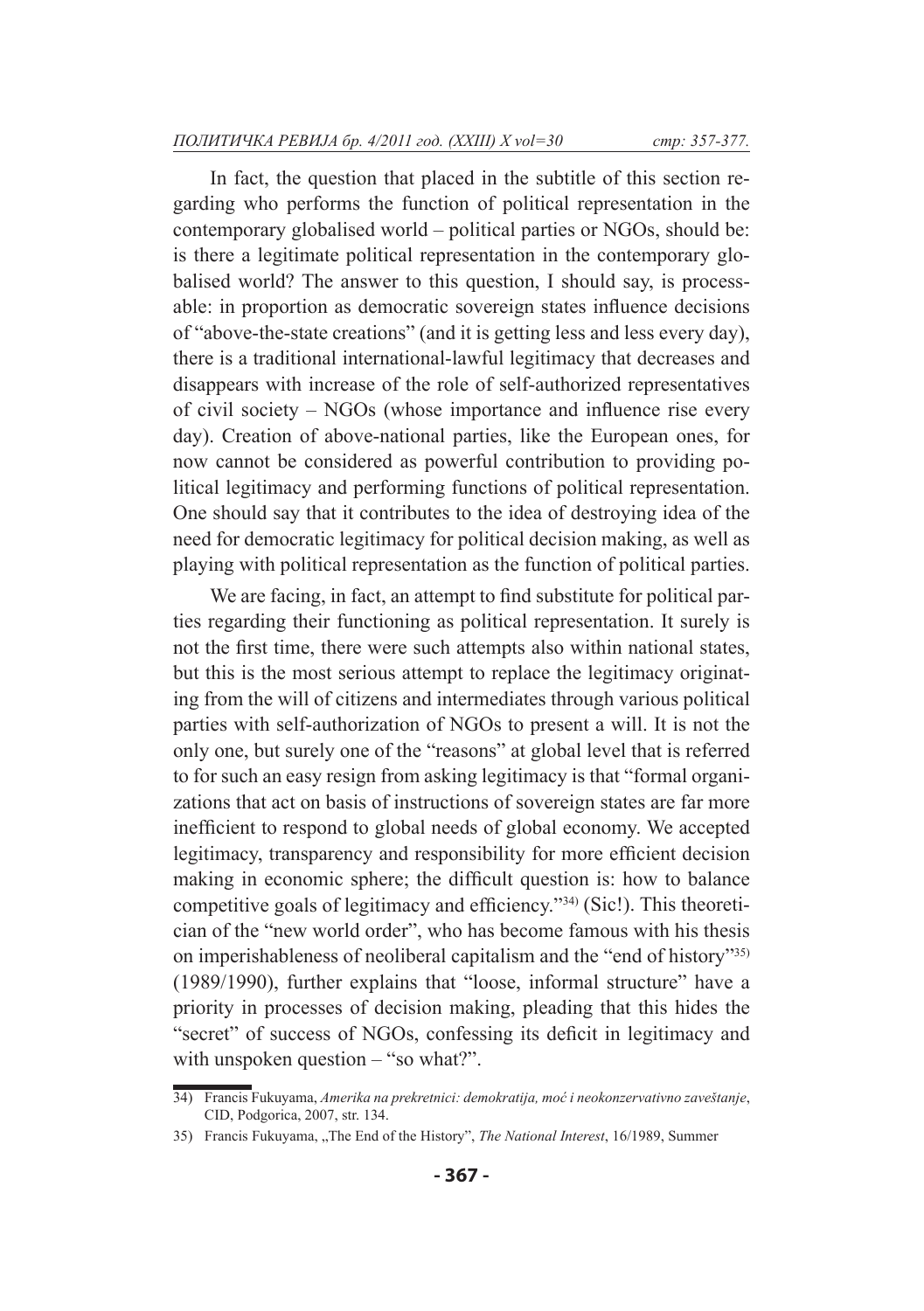In fact, the question that placed in the subtitle of this section regarding who performs the function of political representation in the contemporary globalised world – political parties or NGOs, should be: is there a legitimate political representation in the contemporary globalised world? The answer to this question, I should say, is processable: in proportion as democratic sovereign states influence decisions of "above-the-state creations" (and it is getting less and less every day), there is a traditional international-lawful legitimacy that decreases and disappears with increase of the role of self-authorized representatives of civil society – NGOs (whose importance and influence rise every day). Creation of above-national parties, like the European ones, for now cannot be considered as powerful contribution to providing political legitimacy and performing functions of political representation. One should say that it contributes to the idea of destroying idea of the need for democratic legitimacy for political decision making, as well as playing with political representation as the function of political parties.

We are facing, in fact, an attempt to find substitute for political parties regarding their functioning as political representation. It surely is not the first time, there were such attempts also within national states, but this is the most serious attempt to replace the legitimacy originating from the will of citizens and intermediates through various political parties with self-authorization of NGOs to present a will. It is not the only one, but surely one of the "reasons" at global level that is referred to for such an easy resign from asking legitimacy is that "formal organizations that act on basis of instructions of sovereign states are far more inefficient to respond to global needs of global economy. We accepted legitimacy, transparency and responsibility for more efficient decision making in economic sphere; the difficult question is: how to balance competitive goals of legitimacy and efficiency."[34] (Sic!). This theoretician of the "new world order", who has become famous with his thesis on imperishableness of neoliberal capitalism and the "end of history"[35] (1989/1990), further explains that "loose, informal structure" have a priority in processes of decision making, pleading that this hides the "secret" of success of NGOs, confessing its deficit in legitimacy and with unspoken question – "so what?".

---

34) Francis Fukuyama, *Amerika na prekretnici: demokratija, moć i neokonzervativno zaveštanje*, CID, Podgorica, 2007, str. 134.

35) Francis Fukuyama, „The End of the History", *The National Interest*, 16/1989, Summer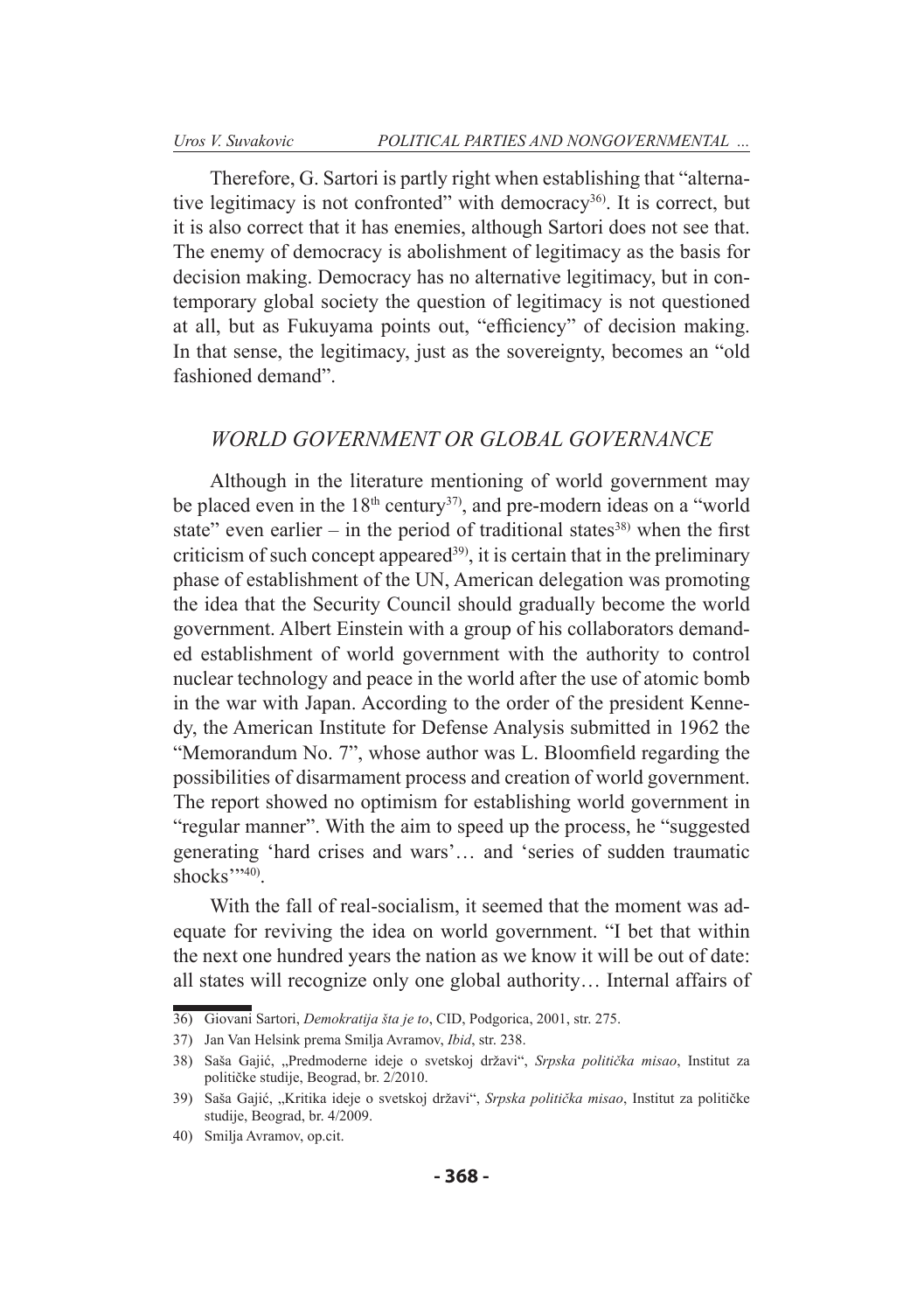Therefore, G. Sartori is partly right when establishing that "alternative legitimacy is not confronted" with democracy[36]. It is correct, but it is also correct that it has enemies, although Sartori does not see that. The enemy of democracy is abolishment of legitimacy as the basis for decision making. Democracy has no alternative legitimacy, but in contemporary global society the question of legitimacy is not questioned at all, but as Fukuyama points out, "efficiency" of decision making. In that sense, the legitimacy, just as the sovereignty, becomes an "old fashioned demand".

## *WORLD GOVERNMENT OR GLOBAL GOVERNANCE*

Although in the literature mentioning of world government may be placed even in the 18th century[37], and pre-modern ideas on a "world state" even earlier – in the period of traditional states[38] when the first criticism of such concept appeared[39], it is certain that in the preliminary phase of establishment of the UN, American delegation was promoting the idea that the Security Council should gradually become the world government. Albert Einstein with a group of his collaborators demanded establishment of world government with the authority to control nuclear technology and peace in the world after the use of atomic bomb in the war with Japan. According to the order of the president Kennedy, the American Institute for Defense Analysis submitted in 1962 the "Memorandum No. 7", whose author was L. Bloomfield regarding the possibilities of disarmament process and creation of world government. The report showed no optimism for establishing world government in "regular manner". With the aim to speed up the process, he "suggested generating 'hard crises and wars'… and 'series of sudden traumatic shocks'"[40].

With the fall of real-socialism, it seemed that the moment was adequate for reviving the idea on world government. "I bet that within the next one hundred years the nation as we know it will be out of date: all states will recognize only one global authority… Internal affairs of

---

36) Giovani Sartori, *Demokratija šta je to*, CID, Podgorica, 2001, str. 275.

37) Jan Van Helsink prema Smilja Avramov, *Ibid*, str. 238.

38) Saša Gajić, „Predmoderne ideje o svetskoj državi", *Srpska politička misao*, Institut za političke studije, Beograd, br. 2/2010.

39) Saša Gajić, „Kritika ideje o svetskoj državi", *Srpska politička misao*, Institut za političke studije, Beograd, br. 4/2009.

40) Smilja Avramov, op.cit.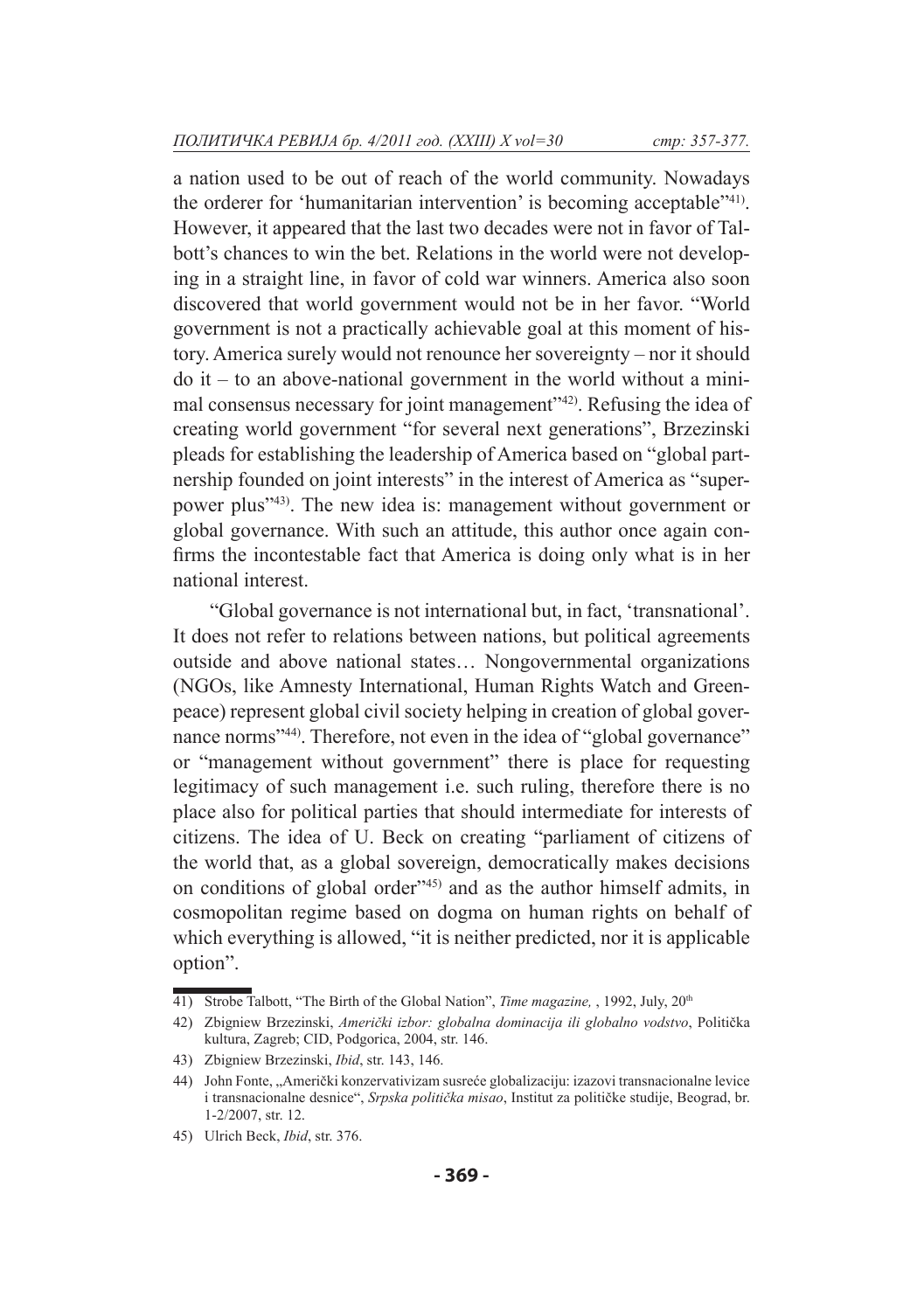a nation used to be out of reach of the world community. Nowadays the orderer for 'humanitarian intervention' is becoming acceptable"[41]. However, it appeared that the last two decades were not in favor of Talbott's chances to win the bet. Relations in the world were not developing in a straight line, in favor of cold war winners. America also soon discovered that world government would not be in her favor. "World government is not a practically achievable goal at this moment of history. America surely would not renounce her sovereignty – nor it should do it – to an above-national government in the world without a minimal consensus necessary for joint management"[42]. Refusing the idea of creating world government "for several next generations", Brzezinski pleads for establishing the leadership of America based on "global partnership founded on joint interests" in the interest of America as "superpower plus"[43]. The new idea is: management without government or global governance. With such an attitude, this author once again confirms the incontestable fact that America is doing only what is in her national interest.

"Global governance is not international but, in fact, 'transnational'. It does not refer to relations between nations, but political agreements outside and above national states… Nongovernmental organizations (NGOs, like Amnesty International, Human Rights Watch and Greenpeace) represent global civil society helping in creation of global governance norms"[44]. Therefore, not even in the idea of "global governance" or "management without government" there is place for requesting legitimacy of such management i.e. such ruling, therefore there is no place also for political parties that should intermediate for interests of citizens. The idea of U. Beck on creating "parliament of citizens of the world that, as a global sovereign, democratically makes decisions on conditions of global order"[45] and as the author himself admits, in cosmopolitan regime based on dogma on human rights on behalf of which everything is allowed, "it is neither predicted, nor it is applicable option".

---

41) Strobe Talbott, "The Birth of the Global Nation", *Time magazine,* , 1992, July, 20th

42) Zbigniew Brzezinski, *Američki izbor: globalna dominacija ili globalno vodstvo*, Politička kultura, Zagreb; CID, Podgorica, 2004, str. 146.

43) Zbigniew Brzezinski, *Ibid*, str. 143, 146.

44) John Fonte, „Američki konzervativizam susreće globalizaciju: izazovi transnacionalne levice i transnacionalne desnice", *Srpska politička misao*, Institut za političke studije, Beograd, br. 1-2/2007, str. 12.

45) Ulrich Beck, *Ibid*, str. 376.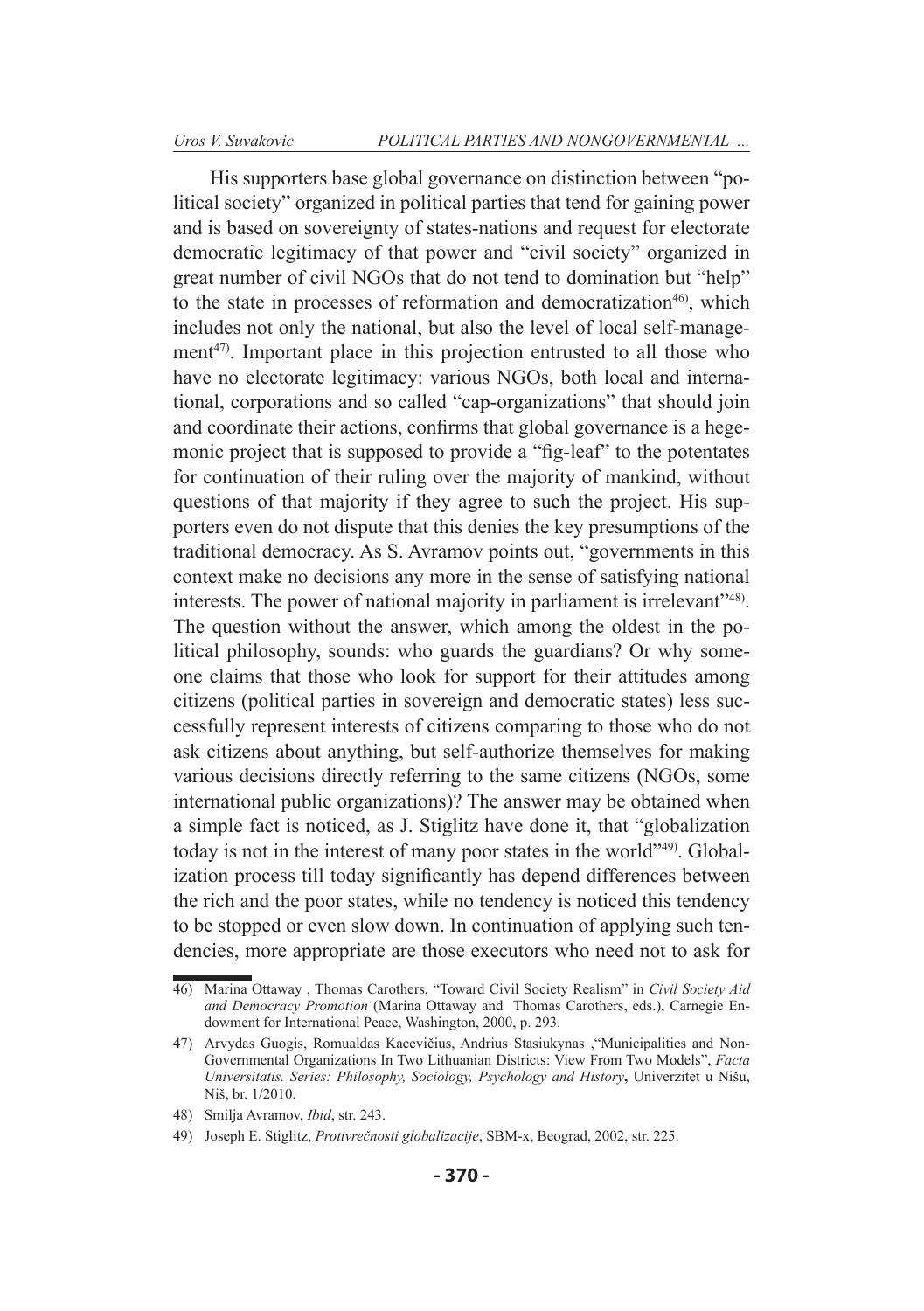His supporters base global governance on distinction between "political society" organized in political parties that tend for gaining power and is based on sovereignty of states-nations and request for electorate democratic legitimacy of that power and "civil society" organized in great number of civil NGOs that do not tend to domination but "help" to the state in processes of reformation and democratization[46)], which includes not only the national, but also the level of local self-management[47)]. Important place in this projection entrusted to all those who have no electorate legitimacy: various NGOs, both local and international, corporations and so called "cap-organizations" that should join and coordinate their actions, confirms that global governance is a hegemonic project that is supposed to provide a "fig-leaf" to the potentates for continuation of their ruling over the majority of mankind, without questions of that majority if they agree to such the project. His supporters even do not dispute that this denies the key presumptions of the traditional democracy. As S. Avramov points out, "governments in this context make no decisions any more in the sense of satisfying national interests. The power of national majority in parliament is irrelevant"[48)]. The question without the answer, which among the oldest in the political philosophy, sounds: who guards the guardians? Or why someone claims that those who look for support for their attitudes among citizens (political parties in sovereign and democratic states) less successfully represent interests of citizens comparing to those who do not ask citizens about anything, but self-authorize themselves for making various decisions directly referring to the same citizens (NGOs, some international public organizations)? The answer may be obtained when a simple fact is noticed, as J. Stiglitz have done it, that "globalization today is not in the interest of many poor states in the world"[49)]. Globalization process till today significantly has depend differences between the rich and the poor states, while no tendency is noticed this tendency to be stopped or even slow down. In continuation of applying such tendencies, more appropriate are those executors who need not to ask for

---

46) Marina Ottaway , Thomas Carothers, "Toward Civil Society Realism" in *Civil Society Aid and Democracy Promotion* (Marina Ottaway and Thomas Carothers, eds.), Carnegie Endowment for International Peace, Washington, 2000, p. 293.

47) Arvydas Guogis, Romualdas Kacevičius, Andrius Stasiukynas ,"Municipalities and Non-Governmental Organizations In Two Lithuanian Districts: View From Two Models", *Facta Universitatis. Series: Philosophy, Sociology, Psychology and History*, Univerzitet u Nišu, Niš, br. 1/2010.

48) Smilja Avramov, *Ibid*, str. 243.

49) Joseph E. Stiglitz, *Protivrečnosti globalizacije*, SBM-x, Beograd, 2002, str. 225.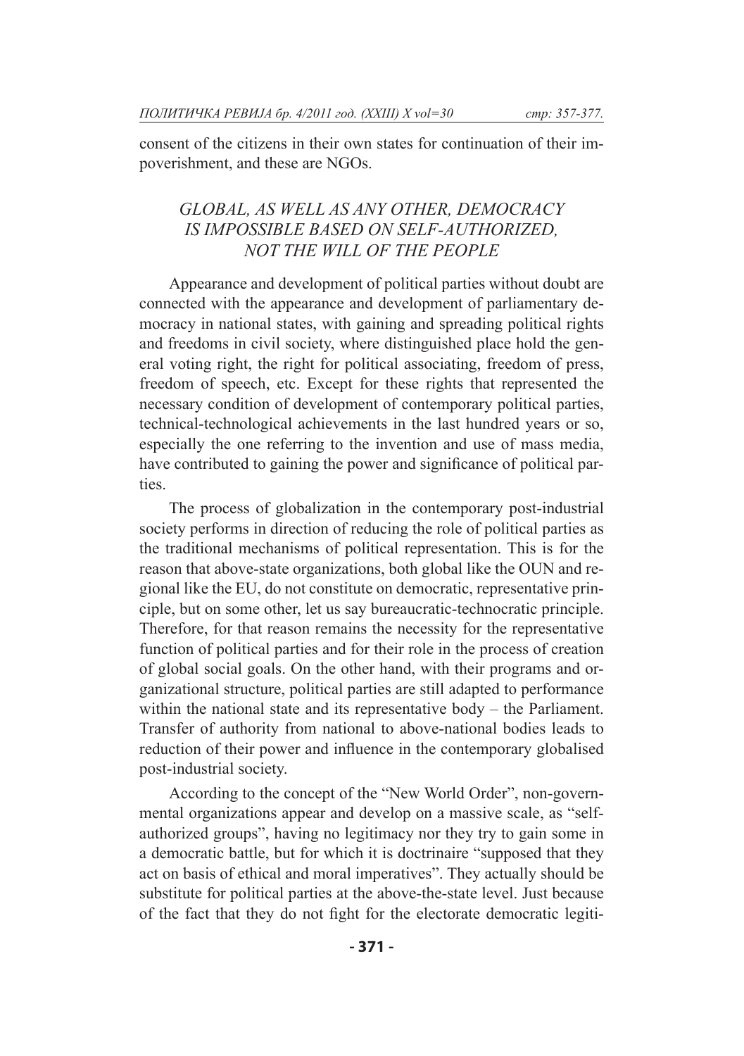consent of the citizens in their own states for continuation of their impoverishment, and these are NGOs.

## *GLOBAL, AS WELL AS ANY OTHER, DEMOCRACY IS IMPOSSIBLE BASED ON SELF-AUTHORIZED, NOT THE WILL OF THE PEOPLE*

Appearance and development of political parties without doubt are connected with the appearance and development of parliamentary democracy in national states, with gaining and spreading political rights and freedoms in civil society, where distinguished place hold the general voting right, the right for political associating, freedom of press, freedom of speech, etc. Except for these rights that represented the necessary condition of development of contemporary political parties, technical-technological achievements in the last hundred years or so, especially the one referring to the invention and use of mass media, have contributed to gaining the power and significance of political parties.

The process of globalization in the contemporary post-industrial society performs in direction of reducing the role of political parties as the traditional mechanisms of political representation. This is for the reason that above-state organizations, both global like the OUN and regional like the EU, do not constitute on democratic, representative principle, but on some other, let us say bureaucratic-technocratic principle. Therefore, for that reason remains the necessity for the representative function of political parties and for their role in the process of creation of global social goals. On the other hand, with their programs and organizational structure, political parties are still adapted to performance within the national state and its representative body – the Parliament. Transfer of authority from national to above-national bodies leads to reduction of their power and influence in the contemporary globalised post-industrial society.

According to the concept of the "New World Order", non-governmental organizations appear and develop on a massive scale, as "self-authorized groups", having no legitimacy nor they try to gain some in a democratic battle, but for which it is doctrinaire "supposed that they act on basis of ethical and moral imperatives". They actually should be substitute for political parties at the above-the-state level. Just because of the fact that they do not fight for the electorate democratic legiti-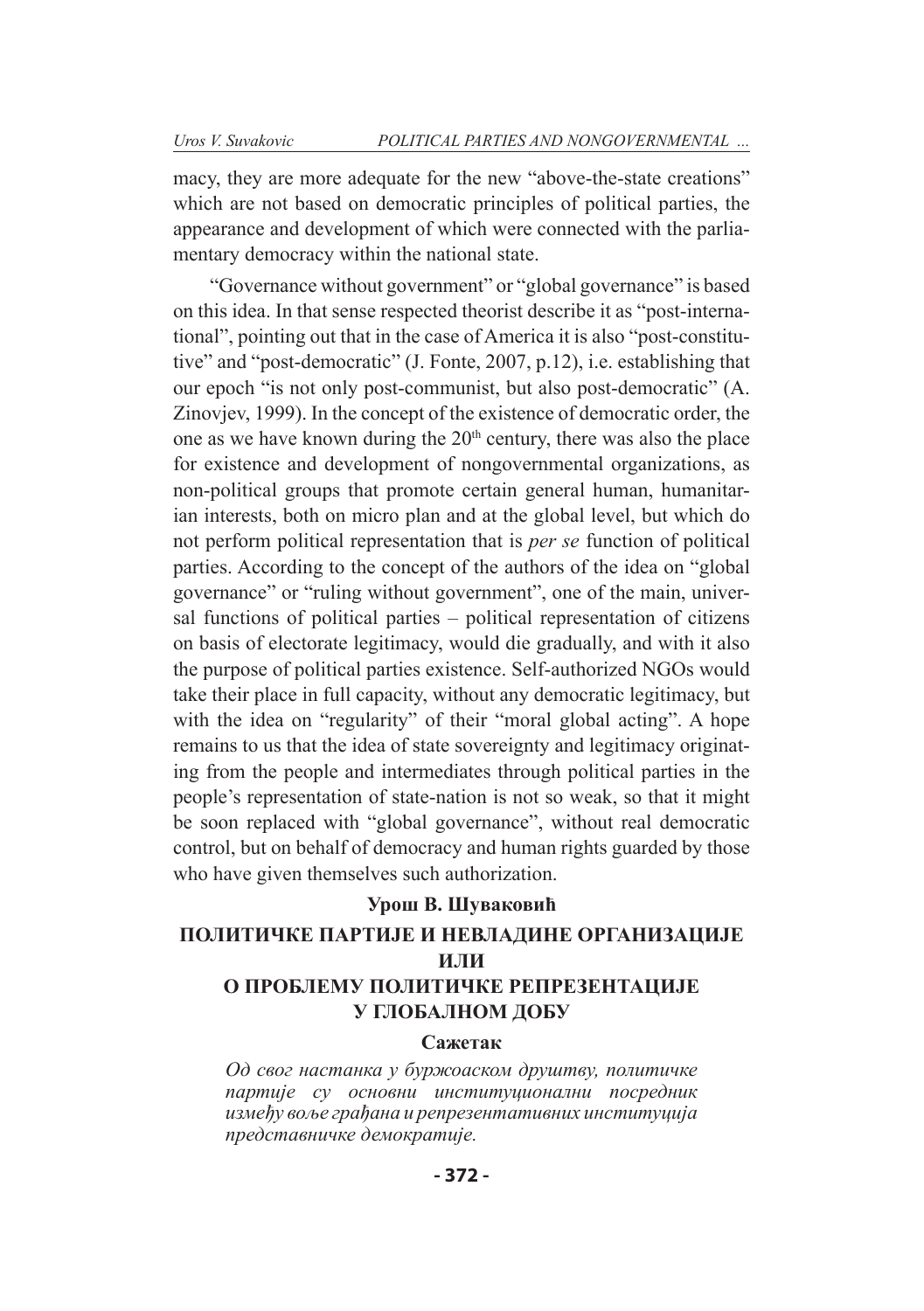macy, they are more adequate for the new "above-the-state creations" which are not based on democratic principles of political parties, the appearance and development of which were connected with the parliamentary democracy within the national state.

"Governance without government" or "global governance" is based on this idea. In that sense respected theorist describe it as "post-international", pointing out that in the case of America it is also "post-constitutive" and "post-democratic" (J. Fonte, 2007, p.12), i.e. establishing that our epoch "is not only post-communist, but also post-democratic" (A. Zinovjev, 1999). In the concept of the existence of democratic order, the one as we have known during the 20th century, there was also the place for existence and development of nongovernmental organizations, as non-political groups that promote certain general human, humanitarian interests, both on micro plan and at the global level, but which do not perform political representation that is *per se* function of political parties. According to the concept of the authors of the idea on "global governance" or "ruling without government", one of the main, universal functions of political parties – political representation of citizens on basis of electorate legitimacy, would die gradually, and with it also the purpose of political parties existence. Self-authorized NGOs would take their place in full capacity, without any democratic legitimacy, but with the idea on "regularity" of their "moral global acting". A hope remains to us that the idea of state sovereignty and legitimacy originating from the people and intermediates through political parties in the people's representation of state-nation is not so weak, so that it might be soon replaced with "global governance", without real democratic control, but on behalf of democracy and human rights guarded by those who have given themselves such authorization.

**Урош В. Шуваковић**

## ПОЛИТИЧКЕ ПАРТИЈЕ И НЕВЛАДИНЕ ОРГАНИЗАЦИЈЕ ИЛИ О ПРОБЛЕМУ ПОЛИТИЧКЕ РЕПРЕЗЕНТАЦИЈЕ У ГЛОБАЛНОМ ДОБУ

### Сажетак

*Од свог настанка у буржоаском друштву, политичке партије су основни институционални посредник између воље грађана и репрезентативних институција представничке демократије.*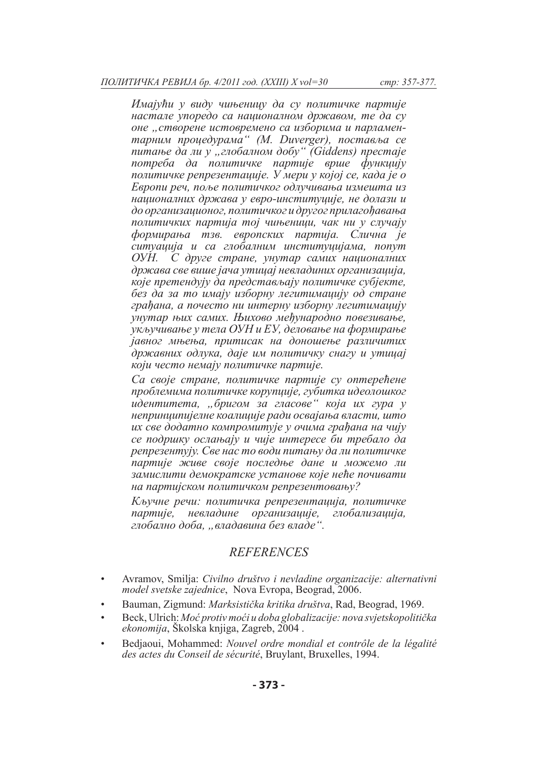*Имајући у виду чињеницу да су политичке партије настале упоредо са националном државом, те да су оне „створене истовремено са изборима и парламентарним процедурама" (M. Duverger), поставља се питање да ли у „глобалном добу" (Giddens) престаје потреба да политичке партије врше функцију политичке репрезентације. У мери у којој се, када је о Европи реч, поље политичког одлучивања измешта из националних држава у евро-институције, не долази и до организационог, политичког и другог прилагођавања политичких партија тој чињеници, чак ни у случају формирања тзв. европских партија. Слична је ситуација и са глобалним институцијама, попут ОУН. С друге стране, унутар самих националних држава све више јача утицај невладиних организација, које претендују да представљају политичке субјекте, без да за то имају изборну легитимацију од стране грађана, а почесто ни интерну изборну легитимацију унутар њих самих. Њихово међународно повезивање, укључивање у тела ОУН и ЕУ, деловање на формирање јавног мњења, притисак на доношење различитих државних одлука, даје им политичку снагу и утицај који често немају политичке партије.*

*Са своје стране, политичке партије су оптерећене проблемима политичке корупције, губитка идеолошког идентитета, „бригом за гласове" која их гура у непринципијелне коалиције ради освајања власти, што их све додатно компромитује у очима грађана на чију се подршку ослањају и чије интересе би требало да репрезентују. Све нас то води питању да ли политичке партије живе своје последње дане и можемо ли замислити демократске установе које неће почивати на партијском политичком репрезентовању?*

*Кључне речи: политичка репрезентација, политичке партије, невладине организације, глобализација, глобално доба, „владавина без владе".*

## REFERENCES

- Avramov, Smilja: *Civilno društvo i nevladine organizacije: alternativni model svetske zajednice*, Nova Evropa, Beograd, 2006.
- Bauman, Zigmund: *Marksistička kritika društva*, Rad, Beograd, 1969.
- Beck, Ulrich: *Moć protiv moći u doba globalizacije: nova svjetskopolitička ekonomija*, Školska knjiga, Zagreb, 2004 .
- Bedjaoui, Mohammed: *Nouvel ordre mondial et contrôle de la légalité des actes du Conseil de sécurité*, Bruylant, Bruxelles, 1994.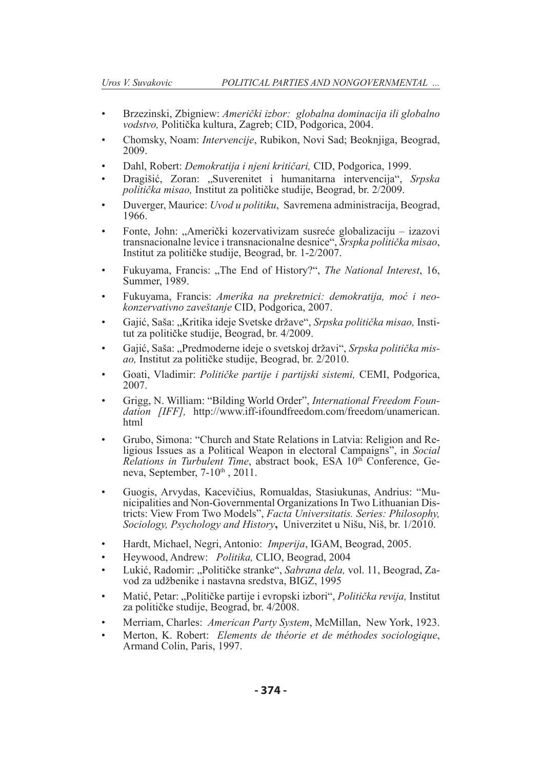- Brzezinski, Zbigniew: *Američki izbor: globalna dominacija ili globalno vodstvo,* Politička kultura, Zagreb; CID, Podgorica, 2004.
- Chomsky, Noam: *Intervencije*, Rubikon, Novi Sad; Beoknjiga, Beograd, 2009.
- Dahl, Robert: *Demokratija i njeni kritičari,* CID, Podgorica, 1999.
- Dragišić, Zoran: „Suverenitet i humanitarna intervencija", *Srpska politička misao,* Institut za političke studije, Beograd, br. 2/2009.
- Duverger, Maurice: *Uvod u politiku*, Savremena administracija, Beograd, 1966.
- Fonte, John: „Američki kozervativizam susreće globalizaciju – izazovi transnacionalne levice i transnacionalne desnice", *Srspka politička misao*, Institut za političke studije, Beograd, br. 1-2/2007.
- Fukuyama, Francis: „The End of History?", *The National Interest*, 16, Summer, 1989.
- Fukuyama, Francis: *Amerika na prekretnici: demokratija, moć i neokonzervativno zaveštanje* CID, Podgorica, 2007.
- Gajić, Saša: „Kritika ideje Svetske države", *Srpska politička misao,* Institut za političke studije, Beograd, br. 4/2009.
- Gajić, Saša: „Predmoderne ideje o svetskoj državi", *Srpska politička misao,* Institut za političke studije, Beograd, br. 2/2010.
- Goati, Vladimir: *Političke partije i partijski sistemi,* CEMI, Podgorica, 2007.
- Grigg, N. William: "Bilding World Order", *International Freedom Foundation [IFF],* http://www.iff-ifoundfreedom.com/freedom/unamerican.html
- Grubo, Simona: "Church and State Relations in Latvia: Religion and Religious Issues as a Political Weapon in electoral Campaigns", in *Social Relations in Turbulent Time*, abstract book, ESA 10th Conference, Geneva, September, 7-10th, 2011.
- Guogis, Arvydas, Kacevičius, Romualdas, Stasiukunas, Andrius: "Municipalities and Non-Governmental Organizations In Two Lithuanian Districts: View From Two Models", *Facta Universitatis. Series: Philosophy, Sociology, Psychology and History***,** Univerzitet u Nišu, Niš, br. 1/2010.
- Hardt, Michael, Negri, Antonio: *Imperija*, IGAM, Beograd, 2005.
- Heywood, Andrew: *Politika,* CLIO, Beograd, 2004
- Lukić, Radomir: „Političke stranke", *Sabrana dela,* vol. 11, Beograd, Zavod za udžbenike i nastavna sredstva, BIGZ, 1995
- Matić, Petar: „Političke partije i evropski izbori", *Politička revija,* Institut za političke studije, Beograd, br. 4/2008.
- Merriam, Charles: *American Party System*, McMillan, New York, 1923.
- Merton, K. Robert: *Elements de théorie et de méthodes sociologique*, Armand Colin, Paris, 1997.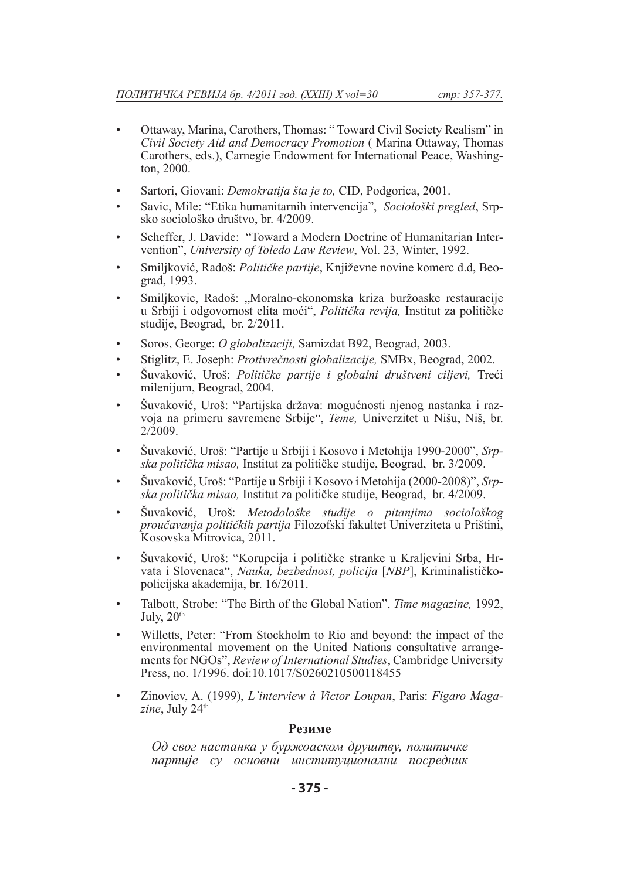- Ottaway, Marina, Carothers, Thomas: " Toward Civil Society Realism" in *Civil Society Aid and Democracy Promotion* ( Marina Ottaway, Thomas Carothers, eds.), Carnegie Endowment for International Peace, Washington, 2000.
- Sartori, Giovani: *Demokratija šta je to,* CID, Podgorica, 2001.
- Savic, Mile: "Etika humanitarnih intervencija", *Sociološki pregled*, Srpsko sociološko društvo, br. 4/2009.
- Scheffer, J. Davide: "Toward a Modern Doctrine of Humanitarian Intervention", *University of Toledo Law Review*, Vol. 23, Winter, 1992.
- Smiljković, Radoš: *Političke partije*, Književne novine komerc d.d, Beograd, 1993.
- Smiljkovic, Radoš: „Moralno-ekonomska kriza buržoaske restauracije u Srbiji i odgovornost elita moći", *Politička revija,* Institut za političke studije, Beograd, br. 2/2011.
- Soros, George: *O globalizaciji,* Samizdat B92, Beograd, 2003.
- Stiglitz, E. Joseph: *Protivrečnosti globalizacije,* SMBx, Beograd, 2002.
- Šuvaković, Uroš: *Političke partije i globalni društveni ciljevi,* Treći milenijum, Beograd, 2004.
- Šuvaković, Uroš: "Partijska država: mogućnosti njenog nastanka i razvoja na primeru savremene Srbije", *Teme,* Univerzitet u Nišu, Niš, br. 2/2009.
- Šuvaković, Uroš: "Partije u Srbiji i Kosovo i Metohija 1990-2000", *Srpska politička misao,* Institut za političke studije, Beograd, br. 3/2009.
- Šuvaković, Uroš: "Partije u Srbiji i Kosovo i Metohija (2000-2008)", *Srpska politička misao,* Institut za političke studije, Beograd, br. 4/2009.
- Šuvaković, Uroš: *Metodološke studije o pitanjima sociološkog proučavanja političkih partija* Filozofski fakultet Univerziteta u Prištini, Kosovska Mitrovica, 2011.
- Šuvaković, Uroš: "Korupcija i političke stranke u Kraljevini Srba, Hrvata i Slovenaca", *Nauka, bezbednost, policija* [*NBP*], Kriminalističko-policijska akademija, br. 16/2011.
- Talbott, Strobe: "The Birth of the Global Nation", *Time magazine,* 1992, July, 20th
- Willetts, Peter: "From Stockholm to Rio and beyond: the impact of the environmental movement on the United Nations consultative arrangements for NGOs", *Review of International Studies*, Cambridge University Press, no. 1/1996. doi:10.1017/S0260210500118455
- Zinoviev, A. (1999), *L`interview à Victor Loupan*, Paris: *Figaro Magazine*, July 24th

## Резиме

*Од свог настанка у буржоаском друштву, политичке партије су основни институционални посредник*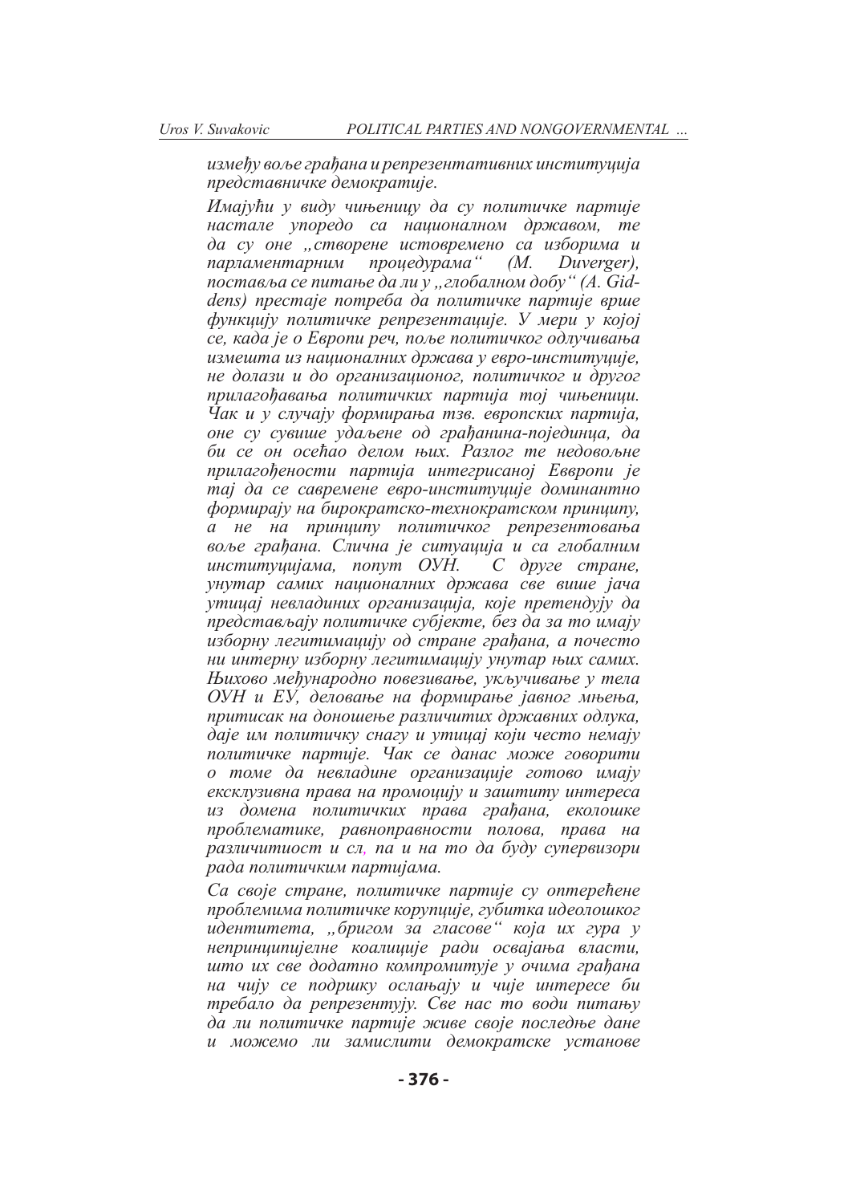*између воље грађана и репрезентативних институција представничке демократије.*

*Имајући у виду чињеницу да су политичке партије настале упоредо са националном државом, те да су оне „створене истовремено са изборима и парламентарним процедурама“ (M. Duverger), поставља се питање да ли у „глобалном добу“ (A. Giddens) престаје потреба да политичке партије врше функцију политичке репрезентације. У мери у којој се, када је о Европи реч, поље политичког одлучивања измешта из националних држава у евро-институције, не долази и до организационог, политичког и другог прилагођавања политичких партија тој чињеници. Чак и у случају формирања тзв. европских партија, оне су сувише удаљене од грађанина-појединца, да би се он осећао делом њих. Разлог те недовољне прилагођености партија интегрисаној Евврoпи је тај да се савремене евро-институције доминантно формирају на бирократско-технократском принципу, а не на принципу политичког репрезентовања воље грађана. Слична је ситуација и са глобалним институцијама, попут ОУН. С друге стране, унутар самих националних држава све више јача утицај невладиних организација, које претендују да представљају политичке субјекте, без да за то имају изборну легитимацију од стране грађана, а почесто ни интерну изборну легитимацију унутар њих самих. Њихово међународно повезивање, укључивање у тела ОУН и ЕУ, деловање на формирање јавног мњења, притисак на доношење различитих државних одлука, даје им политичку снагу и утицај који често немају политичке партије. Чак се данас може говорити о томе да невладине организације готово имају ексклузивна права на промоцију и заштиту интереса из домена политичких права грађана, еколошке проблематике, равноправности полова, права на различитиост и сл, па и на то да буду супервизори рада политичким партијама.*

*Са своје стране, политичке партије су оптерећене проблемима политичке корупције, губитка идеолошког идентитета, „бригом за гласове“ која их гура у непринципијелне коалиције ради освајања власти, што их све додатно компромитује у очима грађана на чију се подршку ослањају и чије интересе би требало да репрезентују. Све нас то води питању да ли политичке партије живе своје последње дане и можемо ли замислити демократске установе*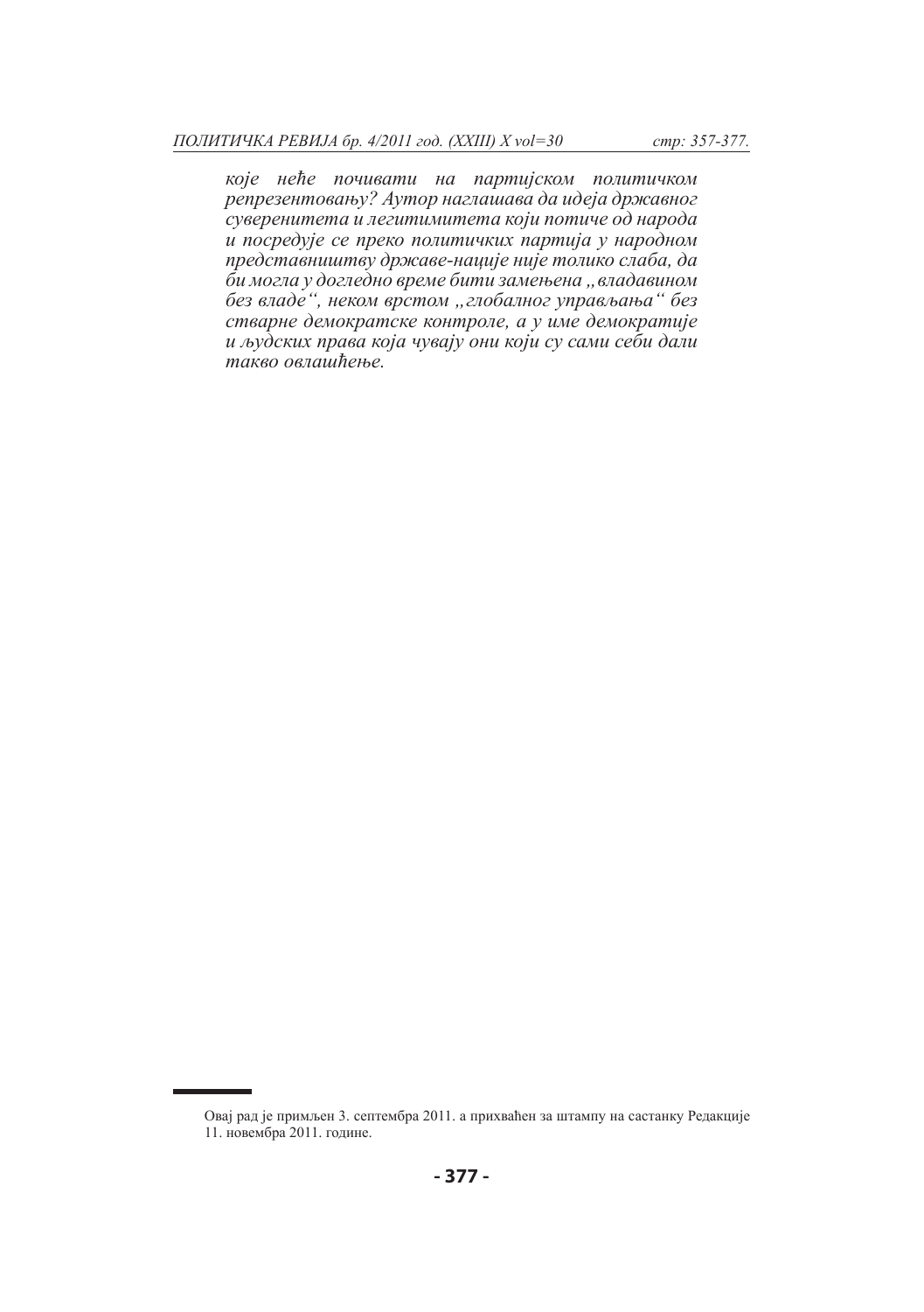*које неће почивати на партијском политичком репрезентовању? Аутор наглашава да идеја државног суверенитета и легитимитета који потиче од народа и посредује се преко политичких партија у народном представништву државе-нације није толико слаба, да би могла у догледно време бити замењена „владавином без владе“, неком врстом „глобалног управљања“ без стварне демократске контроле, а у име демократије и људских права која чувају они који су сами себи дали такво овлашћење.*

---

Овај рад је примљен 3. септембра 2011. а прихваћен за штампу на састанку Редакције 11. новембра 2011. године.